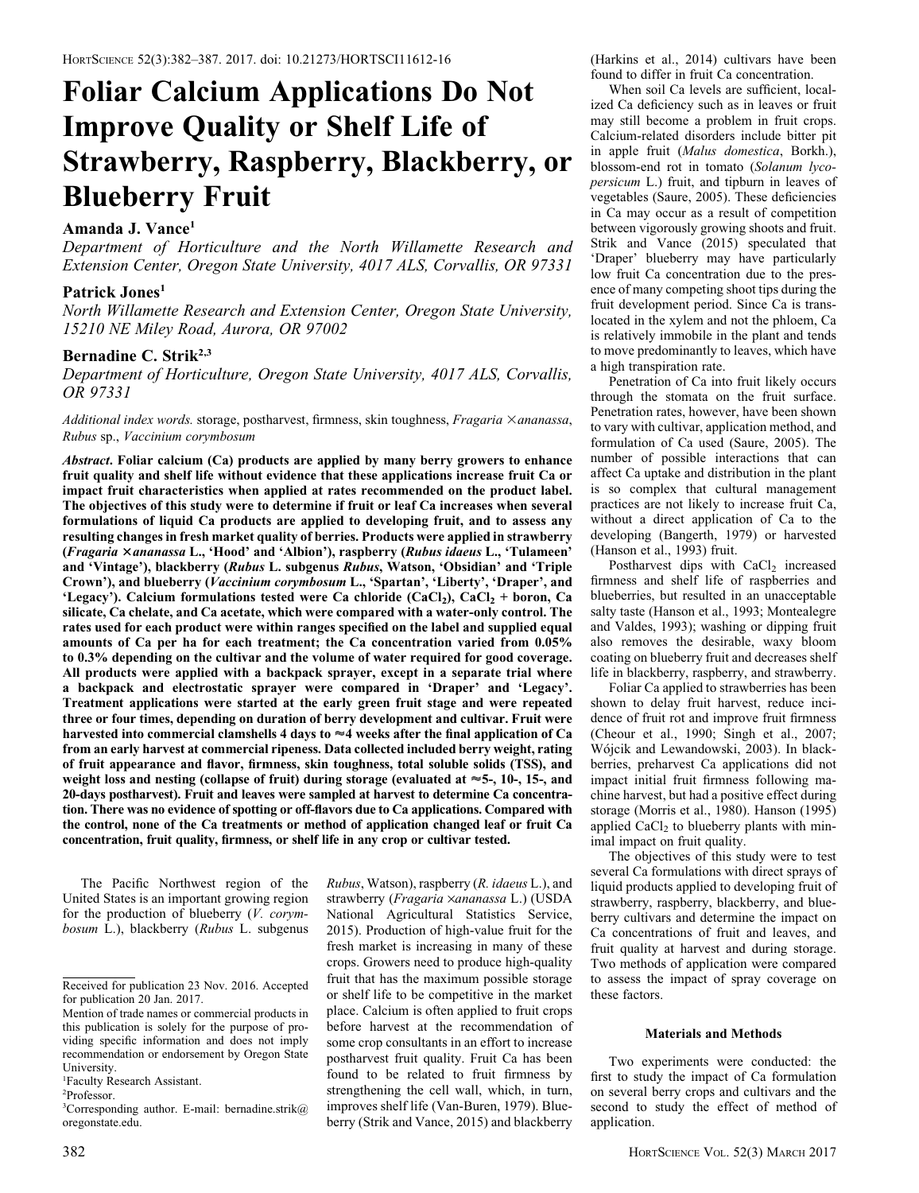# Foliar Calcium Applications Do Not Improve Quality or Shelf Life of Strawberry, Raspberry, Blackberry, or Blueberry Fruit

**Amanda J. Vance**[1]

*Department of Horticulture and the North Willamette Research and Extension Center, Oregon State University, 4017 ALS, Corvallis, OR 97331*

**Patrick Jones**[1]

*North Willamette Research and Extension Center, Oregon State University, 15210 NE Miley Road, Aurora, OR 97002*

**Bernadine C. Strik**[2,3]

*Department of Horticulture, Oregon State University, 4017 ALS, Corvallis, OR 97331*

*Additional index words.* storage, postharvest, firmness, skin toughness, *Fragaria ×ananassa*, *Rubus* sp., *Vaccinium corymbosum*

***Abstract.*** **Foliar calcium (Ca) products are applied by many berry growers to enhance fruit quality and shelf life without evidence that these applications increase fruit Ca or impact fruit characteristics when applied at rates recommended on the product label. The objectives of this study were to determine if fruit or leaf Ca increases when several formulations of liquid Ca products are applied to developing fruit, and to assess any resulting changes in fresh market quality of berries. Products were applied in strawberry (*Fragaria ×ananassa* L., 'Hood' and 'Albion'), raspberry (*Rubus idaeus* L., 'Tulameen' and 'Vintage'), blackberry (*Rubus* L. subgenus *Rubus*, Watson, 'Obsidian' and 'Triple Crown'), and blueberry (*Vaccinium corymbosum* L., 'Spartan', 'Liberty', 'Draper', and 'Legacy'). Calcium formulations tested were Ca chloride ($CaCl_2$), $CaCl_2$ + boron, Ca silicate, Ca chelate, and Ca acetate, which were compared with a water-only control. The rates used for each product were within ranges specified on the label and supplied equal amounts of Ca per ha for each treatment; the Ca concentration varied from 0.05% to 0.3% depending on the cultivar and the volume of water required for good coverage. All products were applied with a backpack sprayer, except in a separate trial where a backpack and electrostatic sprayer were compared in 'Draper' and 'Legacy'. Treatment applications were started at the early green fruit stage and were repeated three or four times, depending on duration of berry development and cultivar. Fruit were harvested into commercial clamshells 4 days to ≈4 weeks after the final application of Ca from an early harvest at commercial ripeness. Data collected included berry weight, rating of fruit appearance and flavor, firmness, skin toughness, total soluble solids (TSS), and weight loss and nesting (collapse of fruit) during storage (evaluated at ≈5-, 10-, 15-, and 20-days postharvest). Fruit and leaves were sampled at harvest to determine Ca concentration. There was no evidence of spotting or off-flavors due to Ca applications. Compared with the control, none of the Ca treatments or method of application changed leaf or fruit Ca concentration, fruit quality, firmness, or shelf life in any crop or cultivar tested.**

The Pacific Northwest region of the United States is an important growing region for the production of blueberry (*V. corymbosum* L.), blackberry (*Rubus* L. subgenus *Rubus*, Watson), raspberry (*R. idaeus* L.), and strawberry (*Fragaria ×ananassa* L.) (USDA National Agricultural Statistics Service, 2015). Production of high-value fruit for the fresh market is increasing in many of these crops. Growers need to produce high-quality fruit that has the maximum possible storage or shelf life to be competitive in the market place. Calcium is often applied to fruit crops before harvest at the recommendation of some crop consultants in an effort to increase postharvest fruit quality. Fruit Ca has been found to be related to fruit firmness by strengthening the cell wall, which, in turn, improves shelf life (Van-Buren, 1979). Blueberry (Strik and Vance, 2015) and blackberry (Harkins et al., 2014) cultivars have been found to differ in fruit Ca concentration.

When soil Ca levels are sufficient, localized Ca deficiency such as in leaves or fruit may still become a problem in fruit crops. Calcium-related disorders include bitter pit in apple fruit (*Malus domestica*, Borkh.), blossom-end rot in tomato (*Solanum lycopersicum* L.) fruit, and tipburn in leaves of vegetables (Saure, 2005). These deficiencies in Ca may occur as a result of competition between vigorously growing shoots and fruit. Strik and Vance (2015) speculated that 'Draper' blueberry may have particularly low fruit Ca concentration due to the presence of many competing shoot tips during the fruit development period. Since Ca is translocated in the xylem and not the phloem, Ca is relatively immobile in the plant and tends to move predominantly to leaves, which have a high transpiration rate.

Penetration of Ca into fruit likely occurs through the stomata on the fruit surface. Penetration rates, however, have been shown to vary with cultivar, application method, and formulation of Ca used (Saure, 2005). The number of possible interactions that can affect Ca uptake and distribution in the plant is so complex that cultural management practices are not likely to increase fruit Ca, without a direct application of Ca to the developing (Bangerth, 1979) or harvested (Hanson et al., 1993) fruit.

Postharvest dips with $CaCl_2$ increased firmness and shelf life of raspberries and blueberries, but resulted in an unacceptable salty taste (Hanson et al., 1993; Montealegre and Valdes, 1993); washing or dipping fruit also removes the desirable, waxy bloom coating on blueberry fruit and decreases shelf life in blackberry, raspberry, and strawberry.

Foliar Ca applied to strawberries has been shown to delay fruit harvest, reduce incidence of fruit rot and improve fruit firmness (Cheour et al., 1990; Singh et al., 2007; Wójcik and Lewandowski, 2003). In blackberries, preharvest Ca applications did not impact initial fruit firmness following machine harvest, but had a positive effect during storage (Morris et al., 1980). Hanson (1995) applied $CaCl_2$ to blueberry plants with minimal impact on fruit quality.

The objectives of this study were to test several Ca formulations with direct sprays of liquid products applied to developing fruit of strawberry, raspberry, blackberry, and blueberry cultivars and determine the impact on Ca concentrations of fruit and leaves, and fruit quality at harvest and during storage. Two methods of application were compared to assess the impact of spray coverage on these factors.

## Materials and Methods

Two experiments were conducted: the first to study the impact of Ca formulation on several berry crops and cultivars and the second to study the effect of method of application.

---

Received for publication 23 Nov. 2016. Accepted for publication 20 Jan. 2017.

Mention of trade names or commercial products in this publication is solely for the purpose of providing specific information and does not imply recommendation or endorsement by Oregon State University.

[1]Faculty Research Assistant.

[2]Professor.

[3]Corresponding author. E-mail: bernadine.strik@oregonstate.edu.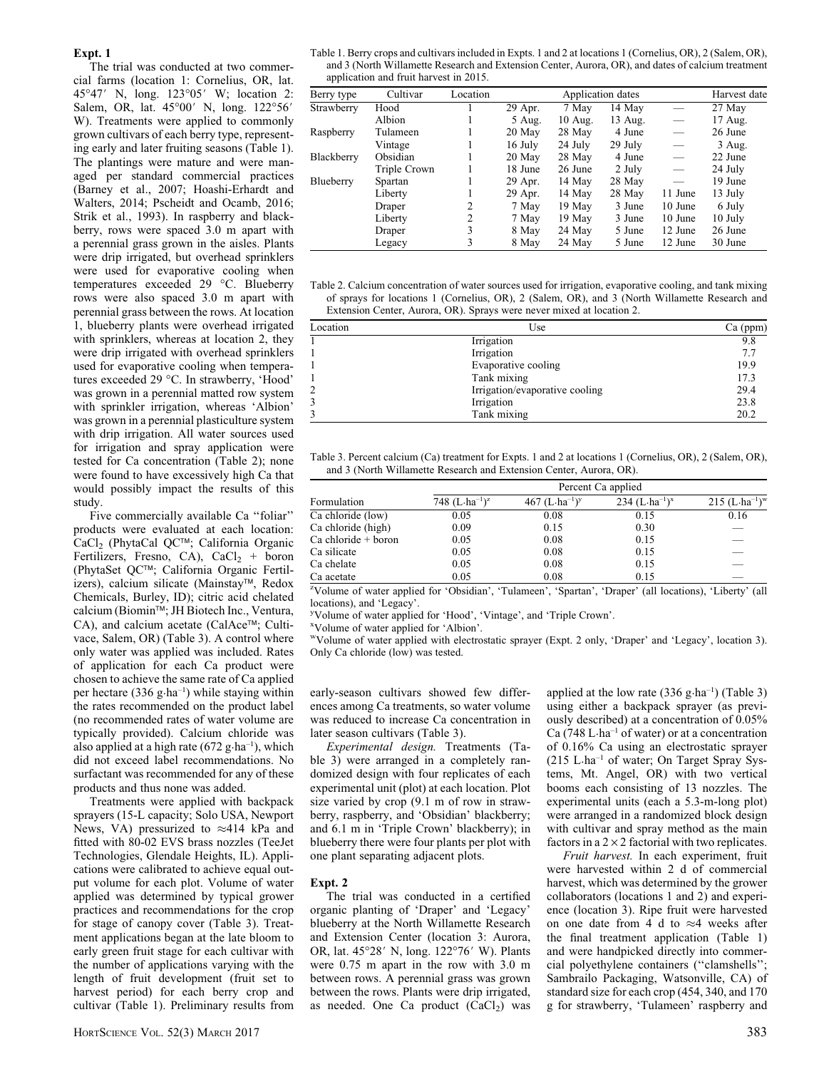### Expt. 1

The trial was conducted at two commercial farms (location 1: Cornelius, OR, lat. 45°47′ N, long. 123°05′ W; location 2: Salem, OR, lat. 45°00′ N, long. 122°56′ W). Treatments were applied to commonly grown cultivars of each berry type, representing early and later fruiting seasons (Table 1). The plantings were mature and were managed per standard commercial practices (Barney et al., 2007; Hoashi-Erhardt and Walters, 2014; Pscheidt and Ocamb, 2016; Strik et al., 1993). In raspberry and blackberry, rows were spaced 3.0 m apart with a perennial grass grown in the aisles. Plants were drip irrigated, but overhead sprinklers were used for evaporative cooling when temperatures exceeded 29 °C. Blueberry rows were also spaced 3.0 m apart with perennial grass between the rows. At location 1, blueberry plants were overhead irrigated with sprinklers, whereas at location 2, they were drip irrigated with overhead sprinklers used for evaporative cooling when temperatures exceeded 29 °C. In strawberry, 'Hood' was grown in a perennial matted row system with sprinkler irrigation, whereas 'Albion' was grown in a perennial plasticulture system with drip irrigation. All water sources used for irrigation and spray application were tested for Ca concentration (Table 2); none were found to have excessively high Ca that would possibly impact the results of this study.

Five commercially available Ca "foliar" products were evaluated at each location: $CaCl_2$ (PhytaCal QC™; California Organic Fertilizers, Fresno, CA), $CaCl_2$ + boron (PhytaSet QC™; California Organic Fertilizers), calcium silicate (Mainstay™, Redox Chemicals, Burley, ID); citric acid chelated calcium (Biomin™; JH Biotech Inc., Ventura, CA), and calcium acetate (CalAce™; Cultivace, Salem, OR) (Table 3). A control where only water was applied was included. Rates of application for each Ca product were chosen to achieve the same rate of Ca applied per hectare (336 g·ha⁻¹) while staying within the rates recommended on the product label (no recommended rates of water volume are typically provided). Calcium chloride was also applied at a high rate (672 g·ha⁻¹), which did not exceed label recommendations. No surfactant was recommended for any of these products and thus none was added.

Treatments were applied with backpack sprayers (15-L capacity; Solo USA, Newport News, VA) pressurized to ≈414 kPa and fitted with 80-02 EVS brass nozzles (TeeJet Technologies, Glendale Heights, IL). Applications were calibrated to achieve equal output volume for each plot. Volume of water applied was determined by typical grower practices and recommendations for the crop for stage of canopy cover (Table 3). Treatment applications began at the late bloom to early green fruit stage for each cultivar with the number of applications varying with the length of fruit development (fruit set to harvest period) for each berry crop and cultivar (Table 1). Preliminary results from early-season cultivars showed few differences among Ca treatments, so water volume was reduced to increase Ca concentration in later season cultivars (Table 3).

*Experimental design.* Treatments (Table 3) were arranged in a completely randomized design with four replicates of each experimental unit (plot) at each location. Plot size varied by crop (9.1 m of row in strawberry, raspberry, and 'Obsidian' blackberry; and 6.1 m in 'Triple Crown' blackberry); in blueberry there were four plants per plot with one plant separating adjacent plots.

### Expt. 2

The trial was conducted in a certified organic planting of 'Draper' and 'Legacy' blueberry at the North Willamette Research and Extension Center (location 3: Aurora, OR, lat. 45°28′ N, long. 122°76′ W). Plants were 0.75 m apart in the row with 3.0 m between rows. A perennial grass was grown between the rows. Plants were drip irrigated, as needed. One Ca product ($CaCl_2$) was applied at the low rate (336 g·ha⁻¹) (Table 3) using either a backpack sprayer (as previously described) at a concentration of 0.05% Ca (748 L·ha⁻¹ of water) or at a concentration of 0.16% Ca using an electrostatic sprayer (215 L·ha⁻¹ of water; On Target Spray Systems, Mt. Angel, OR) with two vertical booms each consisting of 13 nozzles. The experimental units (each a 5.3-m-long plot) were arranged in a randomized block design with cultivar and spray method as the main factors in a 2 × 2 factorial with two replicates.

*Fruit harvest.* In each experiment, fruit were harvested within 2 d of commercial harvest, which was determined by the grower collaborators (locations 1 and 2) and experience (location 3). Ripe fruit were harvested on one date from 4 d to ≈4 weeks after the final treatment application (Table 1) and were handpicked directly into commercial polyethylene containers ("clamshells"; Sambrailo Packaging, Watsonville, CA) of standard size for each crop (454, 340, and 170 g for strawberry, 'Tulameen' raspberry and

Table 1. Berry crops and cultivars included in Expts. 1 and 2 at locations 1 (Cornelius, OR), 2 (Salem, OR), and 3 (North Willamette Research and Extension Center, Aurora, OR), and dates of calcium treatment application and fruit harvest in 2015.

| Berry type | Cultivar | Location | Application dates | | | | Harvest date |
|---|---|---|---|---|---|---|---|
| Strawberry | Hood | 1 | 29 Apr. | 7 May | 14 May | — | 27 May |
| | Albion | 1 | 5 Aug. | 10 Aug. | 13 Aug. | — | 17 Aug. |
| Raspberry | Tulameen | 1 | 20 May | 28 May | 4 June | — | 26 June |
| | Vintage | 1 | 16 July | 24 July | 29 July | — | 3 Aug. |
| Blackberry | Obsidian | 1 | 20 May | 28 May | 4 June | — | 22 June |
| | Triple Crown | 1 | 18 June | 26 June | 2 July | — | 24 July |
| Blueberry | Spartan | 1 | 29 Apr. | 14 May | 28 May | — | 19 June |
| | Liberty | 1 | 29 Apr. | 14 May | 28 May | 11 June | 13 July |
| | Draper | 2 | 7 May | 19 May | 3 June | 10 June | 6 July |
| | Liberty | 2 | 7 May | 19 May | 3 June | 10 June | 10 July |
| | Draper | 3 | 8 May | 24 May | 5 June | 12 June | 26 June |
| | Legacy | 3 | 8 May | 24 May | 5 June | 12 June | 30 June |

Table 2. Calcium concentration of water sources used for irrigation, evaporative cooling, and tank mixing of sprays for locations 1 (Cornelius, OR), 2 (Salem, OR), and 3 (North Willamette Research and Extension Center, Aurora, OR). Sprays were never mixed at location 2.

| Location | Use | Ca (ppm) |
|---|---|---|
| 1 | Irrigation | 9.8 |
| 1 | Irrigation | 7.7 |
| 1 | Evaporative cooling | 19.9 |
| 1 | Tank mixing | 17.3 |
| 2 | Irrigation/evaporative cooling | 29.4 |
| 3 | Irrigation | 23.8 |
| 3 | Tank mixing | 20.2 |

Table 3. Percent calcium (Ca) treatment for Expts. 1 and 2 at locations 1 (Cornelius, OR), 2 (Salem, OR), and 3 (North Willamette Research and Extension Center, Aurora, OR).

| Formulation | Percent Ca applied | | | |
|---|---|---|---|---|
| | 748 (L·ha⁻¹)[z] | 467 (L·ha⁻¹)[y] | 234 (L·ha⁻¹)[x] | 215 (L·ha⁻¹)[w] |
| Ca chloride (low) | 0.05 | 0.08 | 0.15 | 0.16 |
| Ca chloride (high) | 0.09 | 0.15 | 0.30 | — |
| Ca chloride + boron | 0.05 | 0.08 | 0.15 | — |
| Ca silicate | 0.05 | 0.08 | 0.15 | — |
| Ca chelate | 0.05 | 0.08 | 0.15 | — |
| Ca acetate | 0.05 | 0.08 | 0.15 | — |

[z]Volume of water applied for 'Obsidian', 'Tulameen', 'Spartan', 'Draper' (all locations), 'Liberty' (all locations), and 'Legacy'.

[y]Volume of water applied for 'Hood', 'Vintage', and 'Triple Crown'.

[x]Volume of water applied for 'Albion'.

[w]Volume of water applied with electrostatic sprayer (Expt. 2 only, 'Draper' and 'Legacy', location 3). Only Ca chloride (low) was tested.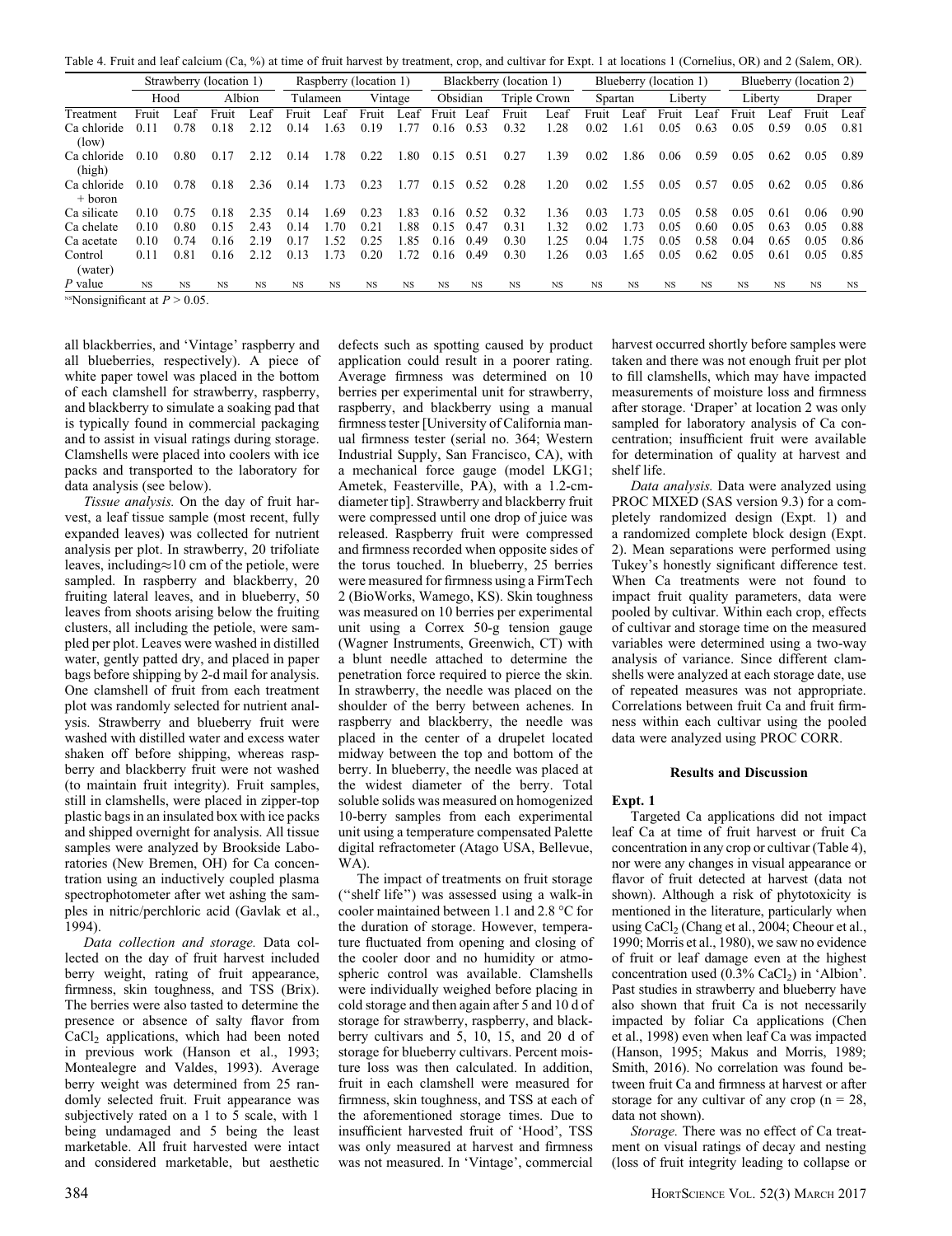Table 4. Fruit and leaf calcium (Ca, %) at time of fruit harvest by treatment, crop, and cultivar for Expt. 1 at locations 1 (Cornelius, OR) and 2 (Salem, OR).

| | Strawberry (location 1) | | | | Raspberry (location 1) | | | | Blackberry (location 1) | | | | Blueberry (location 1) | | | | Blueberry (location 2) | | | |
|---|---|---|---|---|---|---|---|---|---|---|---|---|---|---|---|---|---|---|---|---|
| | Hood | | Albion | | Tulameen | | Vintage | | Obsidian | | Triple Crown | | Spartan | | Liberty | | Liberty | | Draper | |
| Treatment | Fruit | Leaf | Fruit | Leaf | Fruit | Leaf | Fruit | Leaf | Fruit | Leaf | Fruit | Leaf | Fruit | Leaf | Fruit | Leaf | Fruit | Leaf | Fruit | Leaf |
| Ca chloride (low) | 0.11 | 0.78 | 0.18 | 2.12 | 0.14 | 1.63 | 0.19 | 1.77 | 0.16 | 0.53 | 0.32 | 1.28 | 0.02 | 1.61 | 0.05 | 0.63 | 0.05 | 0.59 | 0.05 | 0.81 |
| Ca chloride (high) | 0.10 | 0.80 | 0.17 | 2.12 | 0.14 | 1.78 | 0.22 | 1.80 | 0.15 | 0.51 | 0.27 | 1.39 | 0.02 | 1.86 | 0.06 | 0.59 | 0.05 | 0.62 | 0.05 | 0.89 |
| Ca chloride + boron | 0.10 | 0.78 | 0.18 | 2.36 | 0.14 | 1.73 | 0.23 | 1.77 | 0.15 | 0.52 | 0.28 | 1.20 | 0.02 | 1.55 | 0.05 | 0.57 | 0.05 | 0.62 | 0.05 | 0.86 |
| Ca silicate | 0.10 | 0.75 | 0.18 | 2.35 | 0.14 | 1.69 | 0.23 | 1.83 | 0.16 | 0.52 | 0.32 | 1.36 | 0.03 | 1.73 | 0.05 | 0.58 | 0.05 | 0.61 | 0.06 | 0.90 |
| Ca chelate | 0.10 | 0.80 | 0.15 | 2.43 | 0.14 | 1.70 | 0.21 | 1.88 | 0.15 | 0.47 | 0.31 | 1.32 | 0.02 | 1.73 | 0.05 | 0.60 | 0.05 | 0.63 | 0.05 | 0.88 |
| Ca acetate | 0.10 | 0.74 | 0.16 | 2.19 | 0.17 | 1.52 | 0.25 | 1.85 | 0.16 | 0.49 | 0.30 | 1.25 | 0.04 | 1.75 | 0.05 | 0.58 | 0.04 | 0.65 | 0.05 | 0.86 |
| Control (water) | 0.11 | 0.81 | 0.16 | 2.12 | 0.13 | 1.73 | 0.20 | 1.72 | 0.16 | 0.49 | 0.30 | 1.26 | 0.03 | 1.65 | 0.05 | 0.62 | 0.05 | 0.61 | 0.05 | 0.85 |
| P value | NS | NS | NS | NS | NS | NS | NS | NS | NS | NS | NS | NS | NS | NS | NS | NS | NS | NS | NS | NS |

NS Nonsignificant at $P > 0.05$.

all blackberries, and 'Vintage' raspberry and all blueberries, respectively). A piece of white paper towel was placed in the bottom of each clamshell for strawberry, raspberry, and blackberry to simulate a soaking pad that is typically found in commercial packaging and to assist in visual ratings during storage. Clamshells were placed into coolers with ice packs and transported to the laboratory for data analysis (see below).

*Tissue analysis.* On the day of fruit harvest, a leaf tissue sample (most recent, fully expanded leaves) was collected for nutrient analysis per plot. In strawberry, 20 trifoliate leaves, including ≈10 cm of the petiole, were sampled. In raspberry and blackberry, 20 fruiting lateral leaves, and in blueberry, 50 leaves from shoots arising below the fruiting clusters, all including the petiole, were sampled per plot. Leaves were washed in distilled water, gently patted dry, and placed in paper bags before shipping by 2-d mail for analysis. One clamshell of fruit from each treatment plot was randomly selected for nutrient analysis. Strawberry and blueberry fruit were washed with distilled water and excess water shaken off before shipping, whereas raspberry and blackberry fruit were not washed (to maintain fruit integrity). Fruit samples, still in clamshells, were placed in zipper-top plastic bags in an insulated box with ice packs and shipped overnight for analysis. All tissue samples were analyzed by Brookside Laboratories (New Bremen, OH) for Ca concentration using an inductively coupled plasma spectrophotometer after wet ashing the samples in nitric/perchloric acid (Gavlak et al., 1994).

*Data collection and storage.* Data collected on the day of fruit harvest included berry weight, rating of fruit appearance, firmness, skin toughness, and TSS (Brix). The berries were also tasted to determine the presence or absence of salty flavor from $CaCl_2$ applications, which had been noted in previous work (Hanson et al., 1993; Montealegre and Valdes, 1993). Average berry weight was determined from 25 randomly selected fruit. Fruit appearance was subjectively rated on a 1 to 5 scale, with 1 being undamaged and 5 being the least marketable. All fruit harvested were intact and considered marketable, but aesthetic defects such as spotting caused by product application could result in a poorer rating. Average firmness was determined on 10 berries per experimental unit for strawberry, raspberry, and blackberry using a manual firmness tester [University of California manual firmness tester (serial no. 364; Western Industrial Supply, San Francisco, CA), with a mechanical force gauge (model LKG1; Ametek, Feasterville, PA), with a 1.2-cm-diameter tip]. Strawberry and blackberry fruit were compressed until one drop of juice was released. Raspberry fruit were compressed and firmness recorded when opposite sides of the torus touched. In blueberry, 25 berries were measured for firmness using a FirmTech 2 (BioWorks, Wamego, KS). Skin toughness was measured on 10 berries per experimental unit using a Correx 50-g tension gauge (Wagner Instruments, Greenwich, CT) with a blunt needle attached to determine the penetration force required to pierce the skin. In strawberry, the needle was placed on the shoulder of the berry between achenes. In raspberry and blackberry, the needle was placed in the center of a drupelet located midway between the top and bottom of the berry. In blueberry, the needle was placed at the widest diameter of the berry. Total soluble solids was measured on homogenized 10-berry samples from each experimental unit using a temperature compensated Palette digital refractometer (Atago USA, Bellevue, WA).

The impact of treatments on fruit storage ("shelf life") was assessed using a walk-in cooler maintained between 1.1 and 2.8 °C for the duration of storage. However, temperature fluctuated from opening and closing of the cooler door and no humidity or atmospheric control was available. Clamshells were individually weighed before placing in cold storage and then again after 5 and 10 d of storage for strawberry, raspberry, and blackberry cultivars and 5, 10, 15, and 20 d of storage for blueberry cultivars. Percent moisture loss was then calculated. In addition, fruit in each clamshell were measured for firmness, skin toughness, and TSS at each of the aforementioned storage times. Due to insufficient harvested fruit of 'Hood', TSS was only measured at harvest and firmness was not measured. In 'Vintage', commercial harvest occurred shortly before samples were taken and there was not enough fruit per plot to fill clamshells, which may have impacted measurements of moisture loss and firmness after storage. 'Draper' at location 2 was only sampled for laboratory analysis of Ca concentration; insufficient fruit were available for determination of quality at harvest and shelf life.

*Data analysis.* Data were analyzed using PROC MIXED (SAS version 9.3) for a completely randomized design (Expt. 1) and a randomized complete block design (Expt. 2). Mean separations were performed using Tukey's honestly significant difference test. When Ca treatments were not found to impact fruit quality parameters, data were pooled by cultivar. Within each crop, effects of cultivar and storage time on the measured variables were determined using a two-way analysis of variance. Since different clamshells were analyzed at each storage date, use of repeated measures was not appropriate. Correlations between fruit Ca and fruit firmness within each cultivar using the pooled data were analyzed using PROC CORR.

## Results and Discussion

### Expt. 1

Targeted Ca applications did not impact leaf Ca at time of fruit harvest or fruit Ca concentration in any crop or cultivar (Table 4), nor were any changes in visual appearance or flavor of fruit detected at harvest (data not shown). Although a risk of phytotoxicity is mentioned in the literature, particularly when using $CaCl_2$ (Chang et al., 2004; Cheour et al., 1990; Morris et al., 1980), we saw no evidence of fruit or leaf damage even at the highest concentration used (0.3% $CaCl_2$) in 'Albion'. Past studies in strawberry and blueberry have also shown that fruit Ca is not necessarily impacted by foliar Ca applications (Chen et al., 1998) even when leaf Ca was impacted (Hanson, 1995; Makus and Morris, 1989; Smith, 2016). No correlation was found between fruit Ca and firmness at harvest or after storage for any cultivar of any crop (n = 28, data not shown).

*Storage.* There was no effect of Ca treatment on visual ratings of decay and nesting (loss of fruit integrity leading to collapse or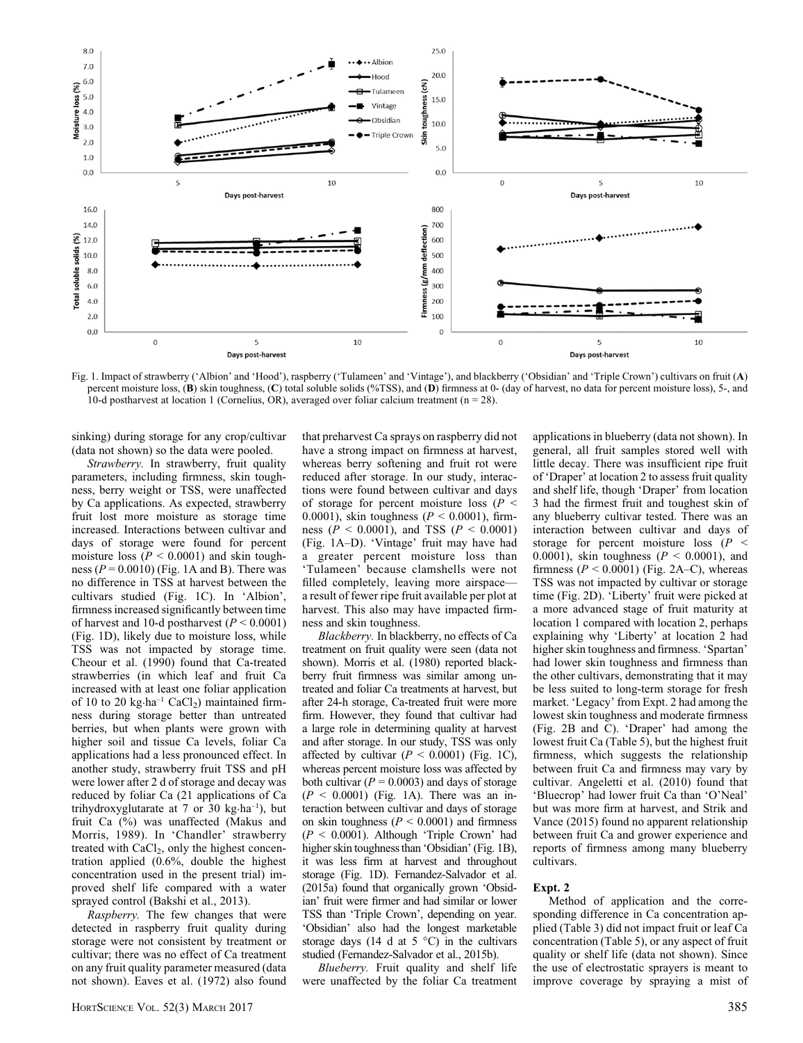Fig. 1. Impact of strawberry ('Albion' and 'Hood'), raspberry ('Tulameen' and 'Vintage'), and blackberry ('Obsidian' and 'Triple Crown') cultivars on fruit (**A**) percent moisture loss, (**B**) skin toughness, (**C**) total soluble solids (%TSS), and (**D**) firmness at 0- (day of harvest, no data for percent moisture loss), 5-, and 10-d postharvest at location 1 (Cornelius, OR), averaged over foliar calcium treatment (n = 28).

sinking) during storage for any crop/cultivar (data not shown) so the data were pooled.

*Strawberry.* In strawberry, fruit quality parameters, including firmness, skin toughness, berry weight or TSS, were unaffected by Ca applications. As expected, strawberry fruit lost more moisture as storage time increased. Interactions between cultivar and days of storage were found for percent moisture loss ($P < 0.0001$) and skin toughness ($P = 0.0010$) (Fig. 1A and B). There was no difference in TSS at harvest between the cultivars studied (Fig. 1C). In 'Albion', firmness increased significantly between time of harvest and 10-d postharvest ($P < 0.0001$) (Fig. 1D), likely due to moisture loss, while TSS was not impacted by storage time. Cheour et al. (1990) found that Ca-treated strawberries (in which leaf and fruit Ca increased with at least one foliar application of 10 to 20 kg·ha$^{-1}$ $CaCl_2$) maintained firmness during storage better than untreated berries, but when plants were grown with higher soil and tissue Ca levels, foliar Ca applications had a less pronounced effect. In another study, strawberry fruit TSS and pH were lower after 2 d of storage and decay was reduced by foliar Ca (21 applications of Ca trihydroxyglutarate at 7 or 30 kg·ha$^{-1}$), but fruit Ca (%) was unaffected (Makus and Morris, 1989). In 'Chandler' strawberry treated with $CaCl_2$, only the highest concentration applied (0.6%, double the highest concentration used in the present trial) improved shelf life compared with a water sprayed control (Bakshi et al., 2013).

*Raspberry.* The few changes that were detected in raspberry fruit quality during storage were not consistent by treatment or cultivar; there was no effect of Ca treatment on any fruit quality parameter measured (data not shown). Eaves et al. (1972) also found that preharvest Ca sprays on raspberry did not have a strong impact on firmness at harvest, whereas berry softening and fruit rot were reduced after storage. In our study, interactions were found between cultivar and days of storage for percent moisture loss ($P < 0.0001$), skin toughness ($P < 0.0001$), firmness ($P < 0.0001$), and TSS ($P < 0.0001$) (Fig. 1A–D). 'Vintage' fruit may have had a greater percent moisture loss than 'Tulameen' because clamshells were not filled completely, leaving more airspace—a result of fewer ripe fruit available per plot at harvest. This also may have impacted firmness and skin toughness.

*Blackberry.* In blackberry, no effects of Ca treatment on fruit quality were seen (data not shown). Morris et al. (1980) reported blackberry fruit firmness was similar among untreated and foliar Ca treatments at harvest, but after 24-h storage, Ca-treated fruit were more firm. However, they found that cultivar had a large role in determining quality at harvest and after storage. In our study, TSS was only affected by cultivar ($P < 0.0001$) (Fig. 1C), whereas percent moisture loss was affected by both cultivar ($P = 0.0003$) and days of storage ($P < 0.0001$) (Fig. 1A). There was an interaction between cultivar and days of storage on skin toughness ($P < 0.0001$) and firmness ($P < 0.0001$). Although 'Triple Crown' had higher skin toughness than 'Obsidian' (Fig. 1B), it was less firm at harvest and throughout storage (Fig. 1D). Fernandez-Salvador et al. (2015a) found that organically grown 'Obsidian' fruit were firmer and had similar or lower TSS than 'Triple Crown', depending on year. 'Obsidian' also had the longest marketable storage days (14 d at 5 °C) in the cultivars studied (Fernandez-Salvador et al., 2015b).

*Blueberry.* Fruit quality and shelf life were unaffected by the foliar Ca treatment applications in blueberry (data not shown). In general, all fruit samples stored well with little decay. There was insufficient ripe fruit of 'Draper' at location 2 to assess fruit quality and shelf life, though 'Draper' from location 3 had the firmest fruit and toughest skin of any blueberry cultivar tested. There was an interaction between cultivar and days of storage for percent moisture loss ($P < 0.0001$), skin toughness ($P < 0.0001$), and firmness ($P < 0.0001$) (Fig. 2A–C), whereas TSS was not impacted by cultivar or storage time (Fig. 2D). 'Liberty' fruit were picked at a more advanced stage of fruit maturity at location 1 compared with location 2, perhaps explaining why 'Liberty' at location 2 had higher skin toughness and firmness. 'Spartan' had lower skin toughness and firmness than the other cultivars, demonstrating that it may be less suited to long-term storage for fresh market. 'Legacy' from Expt. 2 had among the lowest skin toughness and moderate firmness (Fig. 2B and C). 'Draper' had among the lowest fruit Ca (Table 5), but the highest fruit firmness, which suggests the relationship between fruit Ca and firmness may vary by cultivar. Angeletti et al. (2010) found that 'Bluecrop' had lower fruit Ca than 'O'Neal' but was more firm at harvest, and Strik and Vance (2015) found no apparent relationship between fruit Ca and grower experience and reports of firmness among many blueberry cultivars.

### Expt. 2

Method of application and the corresponding difference in Ca concentration applied (Table 3) did not impact fruit or leaf Ca concentration (Table 5), or any aspect of fruit quality or shelf life (data not shown). Since the use of electrostatic sprayers is meant to improve coverage by spraying a mist of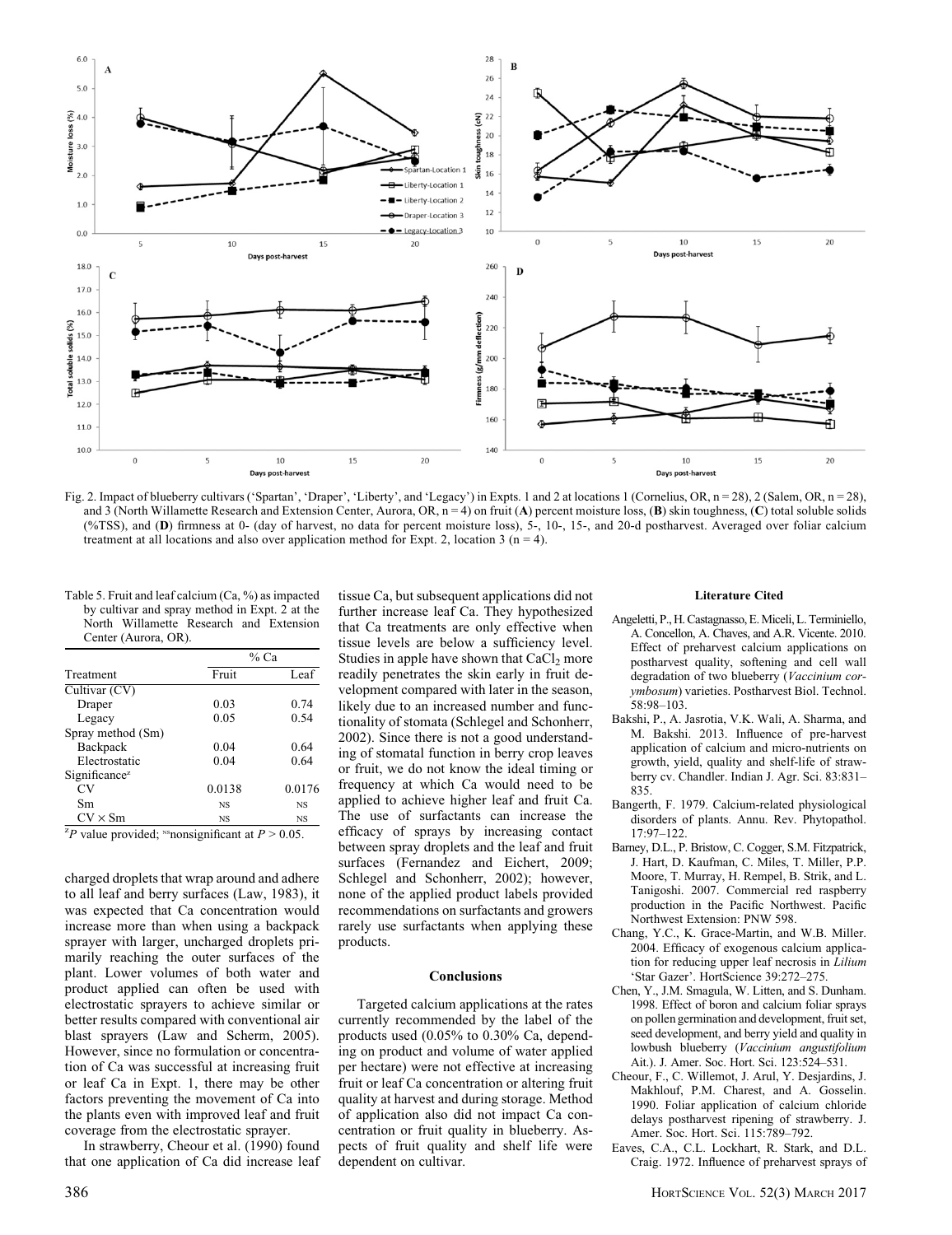Fig. 2. Impact of blueberry cultivars ('Spartan', 'Draper', 'Liberty', and 'Legacy') in Expts. 1 and 2 at locations 1 (Cornelius, OR, n = 28), 2 (Salem, OR, n = 28), and 3 (North Willamette Research and Extension Center, Aurora, OR, n = 4) on fruit (**A**) percent moisture loss, (**B**) skin toughness, (**C**) total soluble solids (%TSS), and (**D**) firmness at 0- (day of harvest, no data for percent moisture loss), 5-, 10-, 15-, and 20-d postharvest. Averaged over foliar calcium treatment at all locations and also over application method for Expt. 2, location 3 (n = 4).

Table 5. Fruit and leaf calcium (Ca, %) as impacted by cultivar and spray method in Expt. 2 at the North Willamette Research and Extension Center (Aurora, OR).

| Treatment | % Ca | |
|---|---|---|
| | Fruit | Leaf |
| Cultivar (CV) | | |
| Draper | 0.03 | 0.74 |
| Legacy | 0.05 | 0.54 |
| Spray method (Sm) | | |
| Backpack | 0.04 | 0.64 |
| Electrostatic | 0.04 | 0.64 |
| Significance[z] | | |
| CV | 0.0138 | 0.0176 |
| Sm | NS | NS |
| CV × Sm | NS | NS |

[z] $P$ value provided; [NS]nonsignificant at $P > 0.05$.

charged droplets that wrap around and adhere to all leaf and berry surfaces (Law, 1983), it was expected that Ca concentration would increase more than when using a backpack sprayer with larger, uncharged droplets primarily reaching the outer surfaces of the plant. Lower volumes of both water and product applied can often be used with electrostatic sprayers to achieve similar or better results compared with conventional air blast sprayers (Law and Scherm, 2005). However, since no formulation or concentration of Ca was successful at increasing fruit or leaf Ca in Expt. 1, there may be other factors preventing the movement of Ca into the plants even with improved leaf and fruit coverage from the electrostatic sprayer.

In strawberry, Cheour et al. (1990) found that one application of Ca did increase leaf tissue Ca, but subsequent applications did not further increase leaf Ca. They hypothesized that Ca treatments are only effective when tissue levels are below a sufficiency level. Studies in apple have shown that $CaCl_2$ more readily penetrates the skin early in fruit development compared with later in the season, likely due to an increased number and functionality of stomata (Schlegel and Schonherr, 2002). Since there is not a good understanding of stomatal function in berry crop leaves or fruit, we do not know the ideal timing or frequency at which Ca would need to be applied to achieve higher leaf and fruit Ca. The use of surfactants can increase the efficacy of sprays by increasing contact between spray droplets and the leaf and fruit surfaces (Fernandez and Eichert, 2009; Schlegel and Schonherr, 2002); however, none of the applied product labels provided recommendations on surfactants and growers rarely use surfactants when applying these products.

## Conclusions

Targeted calcium applications at the rates currently recommended by the label of the products used (0.05% to 0.30% Ca, depending on product and volume of water applied per hectare) were not effective at increasing fruit or leaf Ca concentration or altering fruit quality at harvest and during storage. Method of application also did not impact Ca concentration or fruit quality in blueberry. Aspects of fruit quality and shelf life were dependent on cultivar.

## Literature Cited

Angeletti, P., H. Castagnasso, E. Miceli, L. Terminiello, A. Concellon, A. Chaves, and A.R. Vicente. 2010. Effect of preharvest calcium applications on postharvest quality, softening and cell wall degradation of two blueberry (*Vaccinium corymbosum*) varieties. Postharvest Biol. Technol. 58:98–103.

Bakshi, P., A. Jasrotia, V.K. Wali, A. Sharma, and M. Bakshi. 2013. Influence of pre-harvest application of calcium and micro-nutrients on growth, yield, quality and shelf-life of strawberry cv. Chandler. Indian J. Agr. Sci. 83:831–835.

Bangerth, F. 1979. Calcium-related physiological disorders of plants. Annu. Rev. Phytopathol. 17:97–122.

Barney, D.L., P. Bristow, C. Cogger, S.M. Fitzpatrick, J. Hart, D. Kaufman, C. Miles, T. Miller, P.P. Moore, T. Murray, H. Rempel, B. Strik, and L. Tanigoshi. 2007. Commercial red raspberry production in the Pacific Northwest. Pacific Northwest Extension: PNW 598.

Chang, Y.C., K. Grace-Martin, and W.B. Miller. 2004. Efficacy of exogenous calcium application for reducing upper leaf necrosis in *Lilium* 'Star Gazer'. HortScience 39:272–275.

Chen, Y., J.M. Smagula, W. Litten, and S. Dunham. 1998. Effect of boron and calcium foliar sprays on pollen germination and development, fruit set, seed development, and berry yield and quality in lowbush blueberry (*Vaccinium angustifolium* Ait.). J. Amer. Soc. Hort. Sci. 123:524–531.

Cheour, F., C. Willemot, J. Arul, Y. Desjardins, J. Makhlouf, P.M. Charest, and A. Gosselin. 1990. Foliar application of calcium chloride delays postharvest ripening of strawberry. J. Amer. Soc. Hort. Sci. 115:789–792.

Eaves, C.A., C.L. Lockhart, R. Stark, and D.L. Craig. 1972. Influence of preharvest sprays of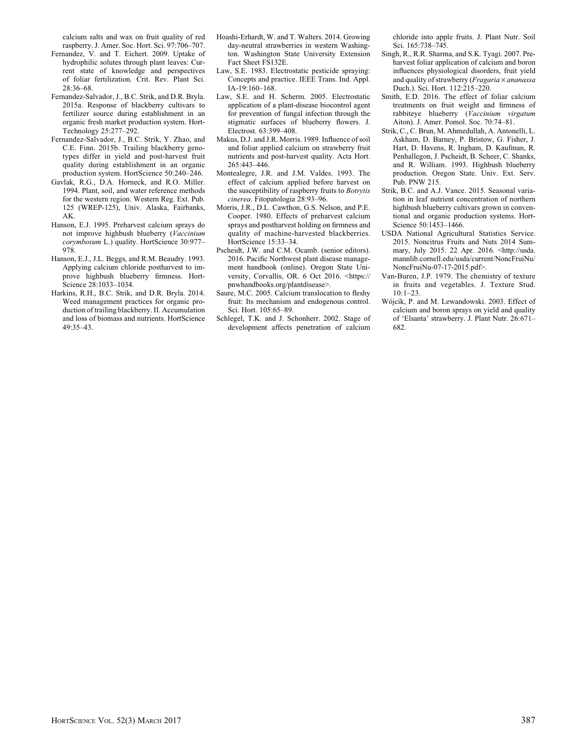calcium salts and wax on fruit quality of red raspberry. J. Amer. Soc. Hort. Sci. 97:706–707.

Fernandez, V. and T. Eichert. 2009. Uptake of hydrophilic solutes through plant leaves: Current state of knowledge and perspectives of foliar fertilization. Crit. Rev. Plant Sci. 28:36–68.

Fernandez-Salvador, J., B.C. Strik, and D.R. Bryla. 2015a. Response of blackberry cultivars to fertilizer source during establishment in an organic fresh market production system. HortTechnology 25:277–292.

Fernandez-Salvador, J., B.C. Strik, Y. Zhao, and C.E. Finn. 2015b. Trailing blackberry genotypes differ in yield and post-harvest fruit quality during establishment in an organic production system. HortScience 50:240–246.

Gavlak, R.G., D.A. Horneck, and R.O. Miller. 1994. Plant, soil, and water reference methods for the western region. Western Reg. Ext. Pub. 125 (WREP-125), Univ. Alaska, Fairbanks, AK.

Hanson, E.J. 1995. Preharvest calcium sprays do not improve highbush blueberry (*Vaccinium corymbosum* L.) quality. HortScience 30:977–978.

Hanson, E.J., J.L. Beggs, and R.M. Beaudry. 1993. Applying calcium chloride postharvest to improve highbush blueberry firmness. HortScience 28:1033–1034.

Harkins, R.H., B.C. Strik, and D.R. Bryla. 2014. Weed management practices for organic production of trailing blackberry. II. Accumulation and loss of biomass and nutrients. HortScience 49:35–43.

Hoashi-Erhardt, W. and T. Walters. 2014. Growing day-neutral strawberries in western Washington. Washington State University Extension Fact Sheet FS132E.

Law, S.E. 1983. Electrostatic pesticide spraying: Concepts and practice. IEEE Trans. Ind. Appl. IA-19:160–168.

Law, S.E. and H. Scherm. 2005. Electrostatic application of a plant-disease biocontrol agent for prevention of fungal infection through the stigmatic surfaces of blueberry flowers. J. Electrost. 63:399–408.

Makus, D.J. and J.R. Morris. 1989. Influence of soil and foliar applied calcium on strawberry fruit nutrients and post-harvest quality. Acta Hort. 265:443–446.

Montealegre, J.R. and J.M. Valdes. 1993. The effect of calcium applied before harvest on the susceptibility of raspberry fruits to *Botrytis cinerea*. Fitopatologia 28:93–96.

Morris, J.R., D.L. Cawthon, G.S. Nelson, and P.E. Cooper. 1980. Effects of preharvest calcium sprays and postharvest holding on firmness and quality of machine-harvested blackberries. HortScience 15:33–34.

Pscheidt, J.W. and C.M. Ocamb. (senior editors). 2016. Pacific Northwest plant disease management handbook (online). Oregon State University, Corvallis, OR. 6 Oct 2016. <https://pnwhandbooks.org/plantdisease>.

Saure, M.C. 2005. Calcium translocation to fleshy fruit: Its mechanism and endogenous control. Sci. Hort. 105:65–89.

Schlegel, T.K. and J. Schonherr. 2002. Stage of development affects penetration of calcium chloride into apple fruits. J. Plant Nutr. Soil Sci. 165:738–745.

Singh, R., R.R. Sharma, and S.K. Tyagi. 2007. Preharvest foliar application of calcium and boron influences physiological disorders, fruit yield and quality of strawberry (*Fragaria × ananassa* Duch.). Sci. Hort. 112:215–220.

Smith, E.D. 2016. The effect of foliar calcium treatments on fruit weight and firmness of rabbiteye blueberry (*Vaccinium virgatum* Aiton). J. Amer. Pomol. Soc. 70:74–81.

Strik, C., C. Brun, M. Ahmedullah, A. Antonelli, L. Askham, D. Barney, P. Bristow, G. Fisher, J. Hart, D. Havens, R. Ingham, D. Kaufman, R. Penhallegon, J. Pscheidt, B. Scheer, C. Shanks, and R. William. 1993. Highbush blueberry production. Oregon State. Univ. Ext. Serv. Pub. PNW 215.

Strik, B.C. and A.J. Vance. 2015. Seasonal variation in leaf nutrient concentration of northern highbush blueberry cultivars grown in conventional and organic production systems. HortScience 50:1453–1466.

USDA National Agricultural Statistics Service. 2015. Noncitrus Fruits and Nuts 2014 Summary, July 2015. 22 Apr. 2016. <http://usda.mannlib.cornell.edu/usda/current/NoncFruiNu/NoncFruiNu-07-17-2015.pdf>.

Van-Buren, J.P. 1979. The chemistry of texture in fruits and vegetables. J. Texture Stud. 10:1–23.

Wójcik, P. and M. Lewandowski. 2003. Effect of calcium and boron sprays on yield and quality of 'Elsanta' strawberry. J. Plant Nutr. 26:671–682.